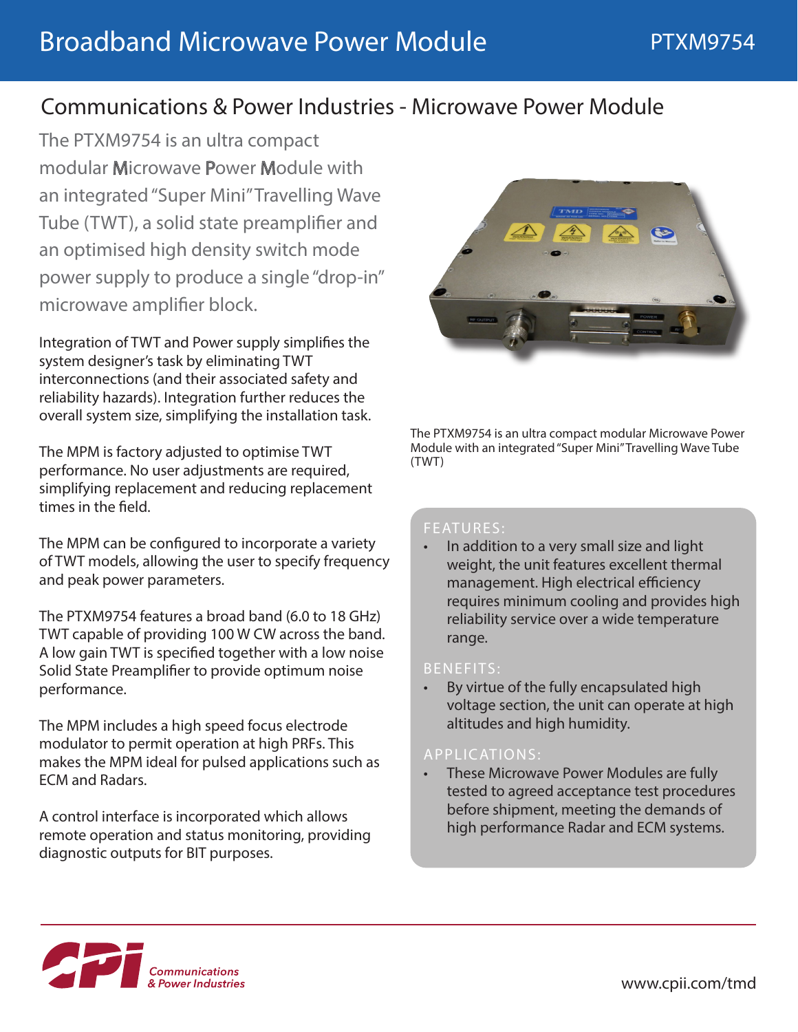# Broadband Microwave Power Module

PTXM9754

## Communications & Power Industries - Microwave Power Module

The PTXM9754 is an ultra compact modular Microwave Power Module with an integrated "Super Mini" Travelling Wave Tube (TWT), a solid state preamplifier and an optimised high density switch mode power supply to produce a single "drop-in" microwave amplifier block.

Integration of TWT and Power supply simplifies the system designer's task by eliminating TWT interconnections (and their associated safety and reliability hazards). Integration further reduces the overall system size, simplifying the installation task.

The MPM is factory adjusted to optimise TWT performance. No user adjustments are required, simplifying replacement and reducing replacement times in the field.

The MPM can be configured to incorporate a variety of TWT models, allowing the user to specify frequency and peak power parameters.

The PTXM9754 features a broad band (6.0 to 18 GHz) TWT capable of providing 100 W CW across the band. A low gain TWT is specified together with a low noise Solid State Preamplifier to provide optimum noise performance.

The MPM includes a high speed focus electrode modulator to permit operation at high PRFs. This makes the MPM ideal for pulsed applications such as ECM and Radars.

A control interface is incorporated which allows remote operation and status monitoring, providing diagnostic outputs for BIT purposes.

The PTXM9754 is an ultra compact modular Microwave Power Module with an integrated "Super Mini" Travelling Wave Tube (TWT)

### FEATURES:

- In addition to a very small size and light weight, the unit features excellent thermal management. High electrical efficiency requires minimum cooling and provides high reliability service over a wide temperature range.

### BENEFITS:

- By virtue of the fully encapsulated high voltage section, the unit can operate at high altitudes and high humidity.

### APPLICATIONS:

- These Microwave Power Modules are fully tested to agreed acceptance test procedures before shipment, meeting the demands of high performance Radar and ECM systems.

Communications & Power Industries

www.cpii.com/tmd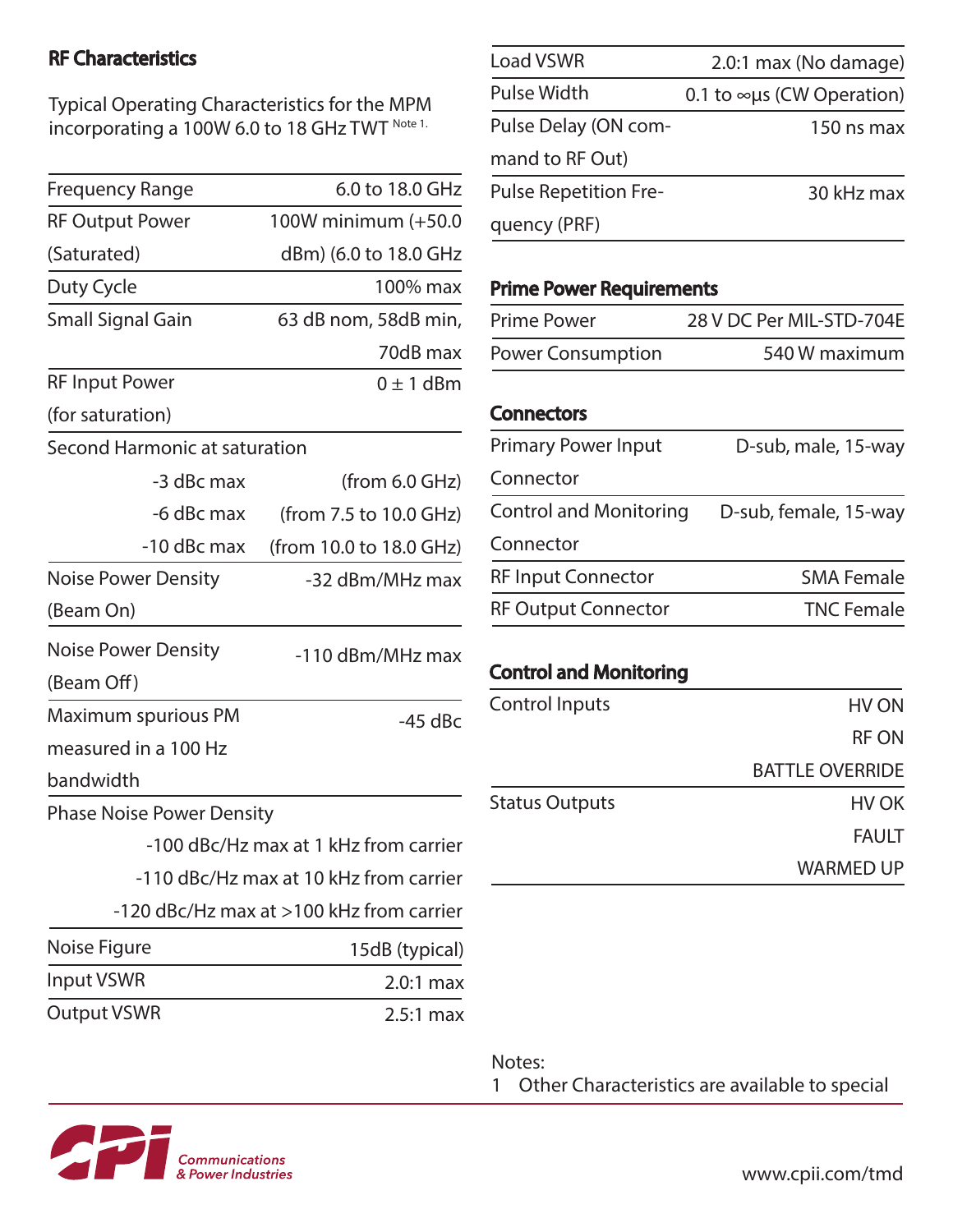## RF Characteristics

Typical Operating Characteristics for the MPM incorporating a 100W 6.0 to 18 GHz TWT [Note 1.]

| | |
|---|---|
| Frequency Range | 6.0 to 18.0 GHz |
| RF Output Power (Saturated) | 100W minimum (+50.0 dBm) (6.0 to 18.0 GHz |
| Duty Cycle | 100% max |
| Small Signal Gain | 63 dB nom, 58dB min, 70dB max |
| RF Input Power (for saturation) | 0 ± 1 dBm |
| Second Harmonic at saturation | |
| -3 dBc max | (from 6.0 GHz) |
| -6 dBc max | (from 7.5 to 10.0 GHz) |
| -10 dBc max | (from 10.0 to 18.0 GHz) |
| Noise Power Density (Beam On) | -32 dBm/MHz max |
| Noise Power Density (Beam Off) | -110 dBm/MHz max |
| Maximum spurious PM measured in a 100 Hz bandwidth | -45 dBc |
| Phase Noise Power Density | |
| | -100 dBc/Hz max at 1 kHz from carrier |
| | -110 dBc/Hz max at 10 kHz from carrier |
| | -120 dBc/Hz max at >100 kHz from carrier |
| Noise Figure | 15dB (typical) |
| Input VSWR | 2.0:1 max |
| Output VSWR | 2.5:1 max |
| Load VSWR | 2.0:1 max (No damage) |
| Pulse Width | 0.1 to ∞µs (CW Operation) |
| Pulse Delay (ON command to RF Out) | 150 ns max |
| Pulse Repetition Frequency (PRF) | 30 kHz max |

## Prime Power Requirements

| | |
|---|---|
| Prime Power | 28 V DC Per MIL-STD-704E |
| Power Consumption | 540 W maximum |

## Connectors

| | |
|---|---|
| Primary Power Input Connector | D-sub, male, 15-way |
| Control and Monitoring Connector | D-sub, female, 15-way |
| RF Input Connector | SMA Female |
| RF Output Connector | TNC Female |

## Control and Monitoring

| | |
|---|---|
| Control Inputs | HV ON<br>RF ON<br>BATTLE OVERRIDE |
| Status Outputs | HV OK<br>FAULT<br>WARMED UP |

Notes:

1 Other Characteristics are available to special

CPI Communications & Power Industries

www.cpii.com/tmd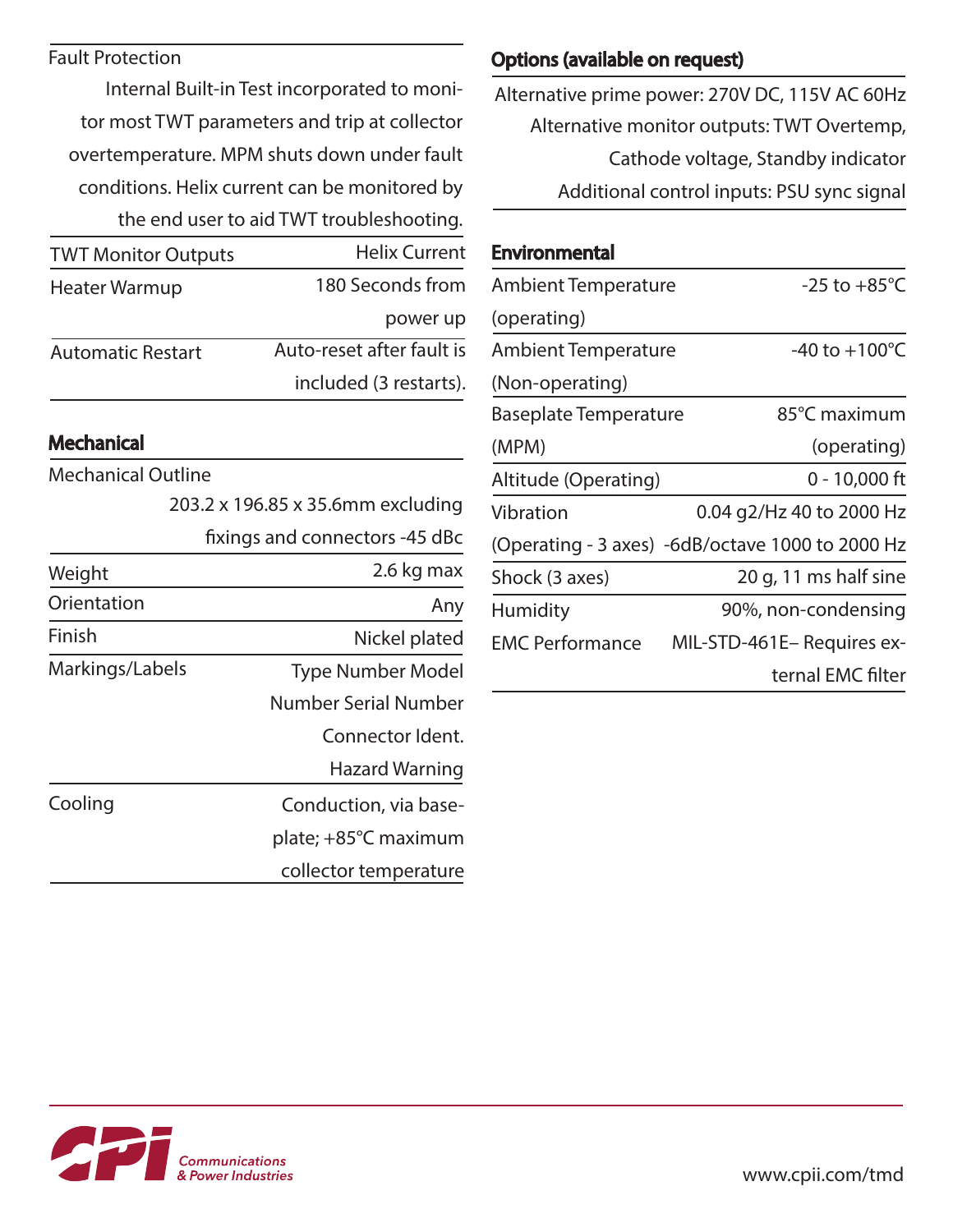| Fault Protection | Internal Built-in Test incorporated to monitor most TWT parameters and trip at collector overtemperature. MPM shuts down under fault conditions. Helix current can be monitored by the end user to aid TWT troubleshooting. |
|---|---|
| TWT Monitor Outputs | Helix Current |
| Heater Warmup | 180 Seconds from power up |
| Automatic Restart | Auto-reset after fault is included (3 restarts). |

## Mechanical

| Mechanical Outline | 203.2 x 196.85 x 35.6mm excluding fixings and connectors -45 dBc |
|---|---|
| Weight | 2.6 kg max |
| Orientation | Any |
| Finish | Nickel plated |
| Markings/Labels | Type Number Model Number Serial Number Connector Ident. Hazard Warning |
| Cooling | Conduction, via baseplate; +85°C maximum collector temperature |

## Options (available on request)

Alternative prime power: 270V DC, 115V AC 60Hz
Alternative monitor outputs: TWT Overtemp, Cathode voltage, Standby indicator
Additional control inputs: PSU sync signal

## Environmental

| Ambient Temperature (operating) | -25 to +85°C |
|---|---|
| Ambient Temperature (Non-operating) | -40 to +100°C |
| Baseplate Temperature (MPM) | 85°C maximum (operating) |
| Altitude (Operating) | 0 - 10,000 ft |
| Vibration (Operating - 3 axes) | 0.04 g2/Hz 40 to 2000 Hz -6dB/octave 1000 to 2000 Hz |
| Shock (3 axes) | 20 g, 11 ms half sine |
| Humidity | 90%, non-condensing |
| EMC Performance | MIL-STD-461E– Requires external EMC filter |

Communications & Power Industries

www.cpii.com/tmd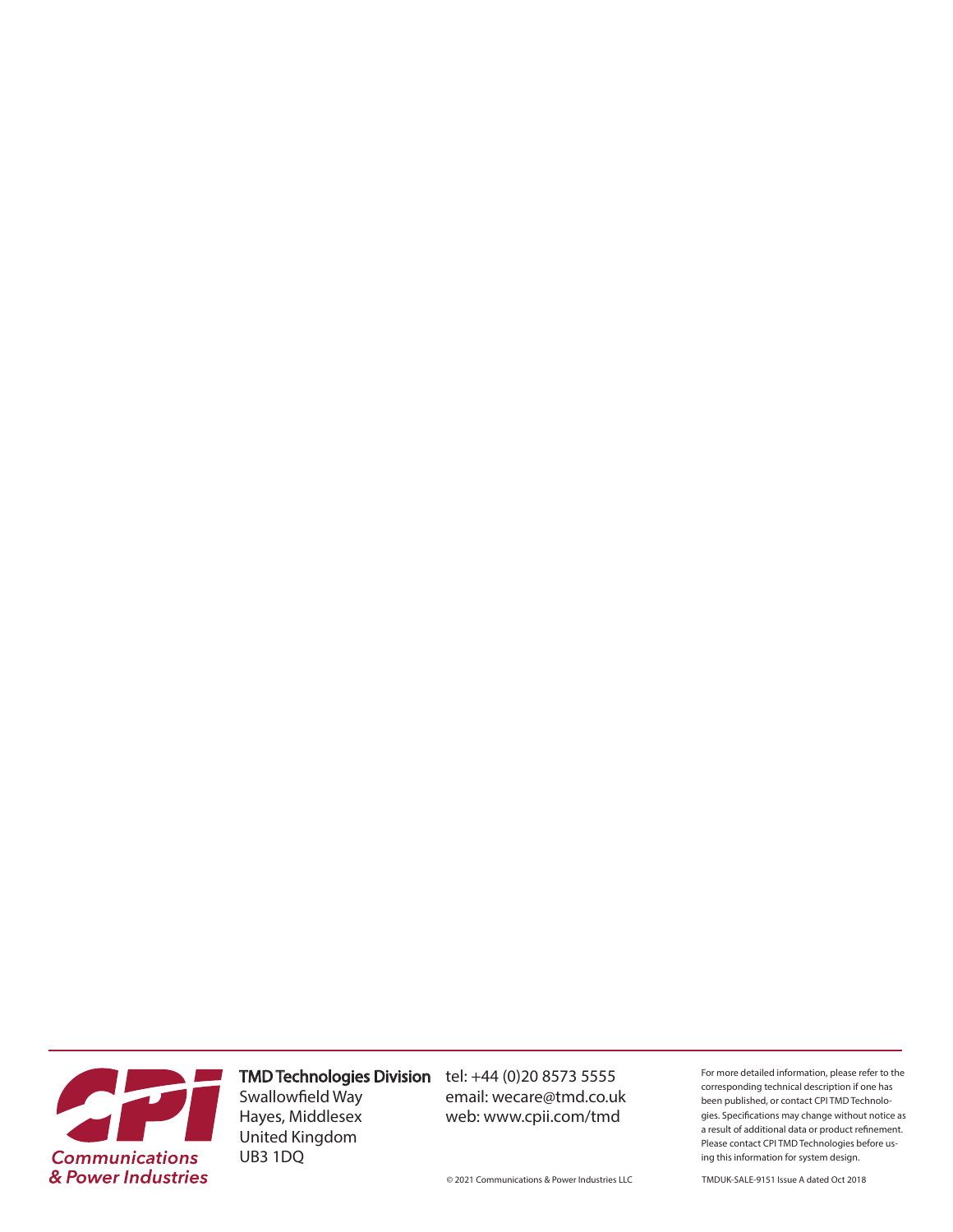CPI
Communications & Power Industries

**TMD Technologies Division**
Swallowfield Way
Hayes, Middlesex
United Kingdom
UB3 1DQ

tel: +44 (0)20 8573 5555
email: wecare@tmd.co.uk
web: www.cpii.com/tmd

For more detailed information, please refer to the corresponding technical description if one has been published, or contact CPI TMD Technologies. Specifications may change without notice as a result of additional data or product refinement. Please contact CPI TMD Technologies before using this information for system design.

© 2021 Communications & Power Industries LLC

TMDUK-SALE-9151 Issue A dated Oct 2018